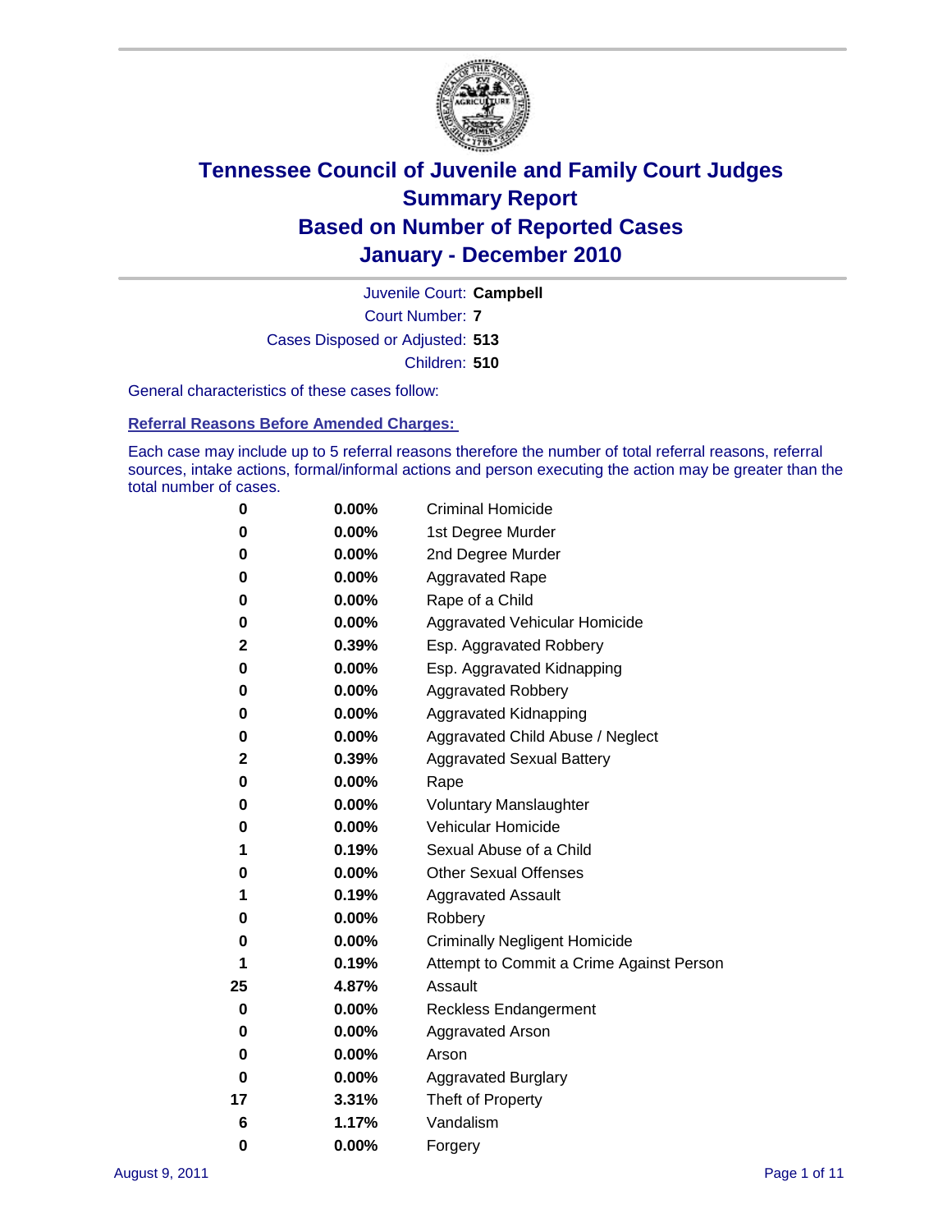# Tennessee Council of Juvenile and Family Court Judges
## Summary Report
## Based on Number of Reported Cases
## January - December 2010

Juvenile Court: **Campbell**

Court Number: **7**

Cases Disposed or Adjusted: **513**

Children: **510**

General characteristics of these cases follow:

### Referral Reasons Before Amended Charges:

Each case may include up to 5 referral reasons therefore the number of total referral reasons, referral sources, intake actions, formal/informal actions and person executing the action may be greater than the total number of cases.

| | | |
|---|---|---|
| 0 | 0.00% | Criminal Homicide |
| 0 | 0.00% | 1st Degree Murder |
| 0 | 0.00% | 2nd Degree Murder |
| 0 | 0.00% | Aggravated Rape |
| 0 | 0.00% | Rape of a Child |
| 0 | 0.00% | Aggravated Vehicular Homicide |
| 2 | 0.39% | Esp. Aggravated Robbery |
| 0 | 0.00% | Esp. Aggravated Kidnapping |
| 0 | 0.00% | Aggravated Robbery |
| 0 | 0.00% | Aggravated Kidnapping |
| 0 | 0.00% | Aggravated Child Abuse / Neglect |
| 2 | 0.39% | Aggravated Sexual Battery |
| 0 | 0.00% | Rape |
| 0 | 0.00% | Voluntary Manslaughter |
| 0 | 0.00% | Vehicular Homicide |
| 1 | 0.19% | Sexual Abuse of a Child |
| 0 | 0.00% | Other Sexual Offenses |
| 1 | 0.19% | Aggravated Assault |
| 0 | 0.00% | Robbery |
| 0 | 0.00% | Criminally Negligent Homicide |
| 1 | 0.19% | Attempt to Commit a Crime Against Person |
| 25 | 4.87% | Assault |
| 0 | 0.00% | Reckless Endangerment |
| 0 | 0.00% | Aggravated Arson |
| 0 | 0.00% | Arson |
| 0 | 0.00% | Aggravated Burglary |
| 17 | 3.31% | Theft of Property |
| 6 | 1.17% | Vandalism |
| 0 | 0.00% | Forgery |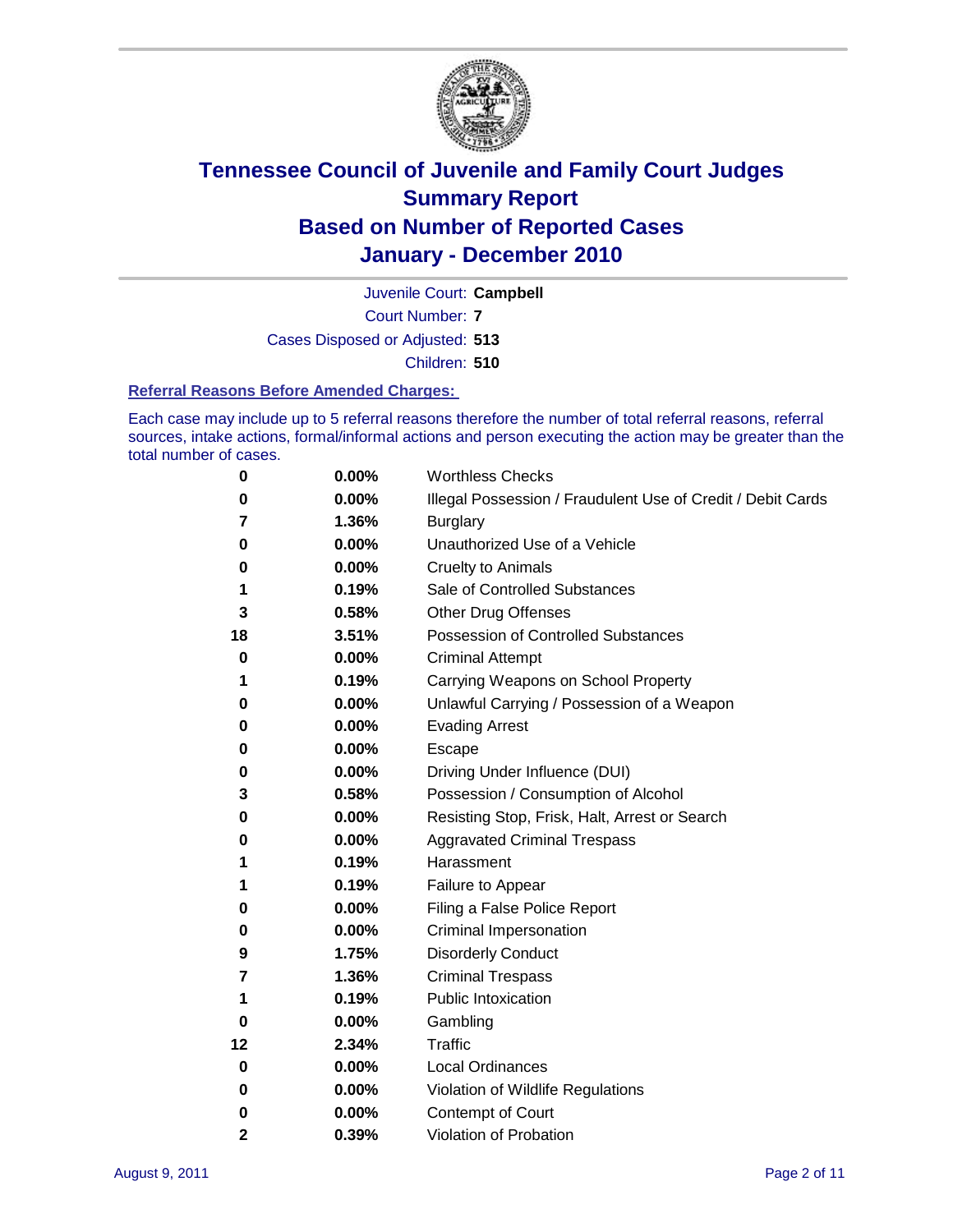# Tennessee Council of Juvenile and Family Court Judges
# Summary Report
# Based on Number of Reported Cases
# January - December 2010

Juvenile Court: **Campbell**

Court Number: **7**

Cases Disposed or Adjusted: **513**

Children: **510**

### Referral Reasons Before Amended Charges:

Each case may include up to 5 referral reasons therefore the number of total referral reasons, referral sources, intake actions, formal/informal actions and person executing the action may be greater than the total number of cases.

| | | |
|---|---|---|
| 0 | 0.00% | Worthless Checks |
| 0 | 0.00% | Illegal Possession / Fraudulent Use of Credit / Debit Cards |
| 7 | 1.36% | Burglary |
| 0 | 0.00% | Unauthorized Use of a Vehicle |
| 0 | 0.00% | Cruelty to Animals |
| 1 | 0.19% | Sale of Controlled Substances |
| 3 | 0.58% | Other Drug Offenses |
| 18 | 3.51% | Possession of Controlled Substances |
| 0 | 0.00% | Criminal Attempt |
| 1 | 0.19% | Carrying Weapons on School Property |
| 0 | 0.00% | Unlawful Carrying / Possession of a Weapon |
| 0 | 0.00% | Evading Arrest |
| 0 | 0.00% | Escape |
| 0 | 0.00% | Driving Under Influence (DUI) |
| 3 | 0.58% | Possession / Consumption of Alcohol |
| 0 | 0.00% | Resisting Stop, Frisk, Halt, Arrest or Search |
| 0 | 0.00% | Aggravated Criminal Trespass |
| 1 | 0.19% | Harassment |
| 1 | 0.19% | Failure to Appear |
| 0 | 0.00% | Filing a False Police Report |
| 0 | 0.00% | Criminal Impersonation |
| 9 | 1.75% | Disorderly Conduct |
| 7 | 1.36% | Criminal Trespass |
| 1 | 0.19% | Public Intoxication |
| 0 | 0.00% | Gambling |
| 12 | 2.34% | Traffic |
| 0 | 0.00% | Local Ordinances |
| 0 | 0.00% | Violation of Wildlife Regulations |
| 0 | 0.00% | Contempt of Court |
| 2 | 0.39% | Violation of Probation |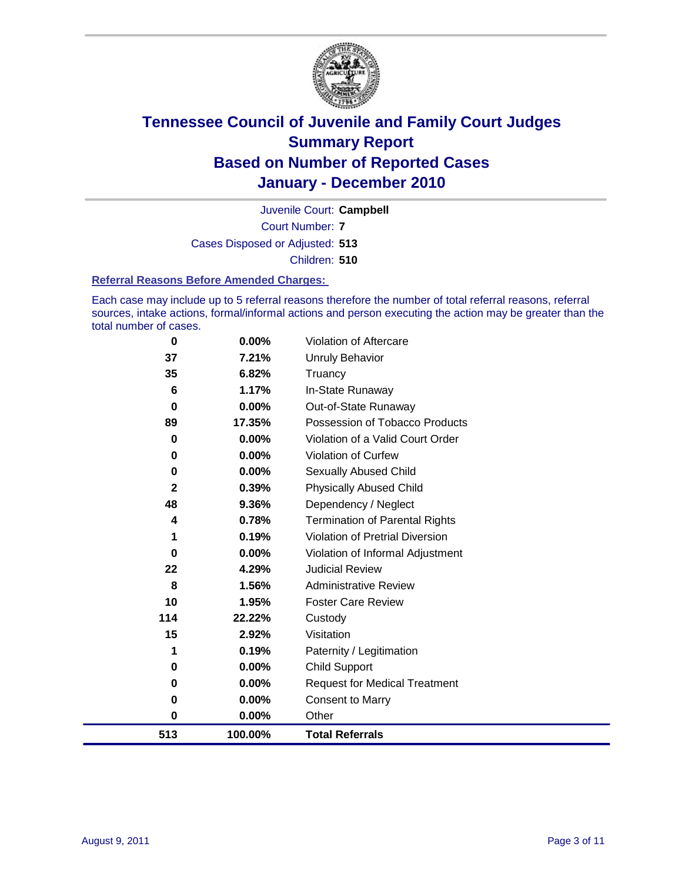# Tennessee Council of Juvenile and Family Court Judges
# Summary Report
# Based on Number of Reported Cases
# January - December 2010

Juvenile Court: **Campbell**

Court Number: **7**

Cases Disposed or Adjusted: **513**

Children: **510**

### Referral Reasons Before Amended Charges:

Each case may include up to 5 referral reasons therefore the number of total referral reasons, referral sources, intake actions, formal/informal actions and person executing the action may be greater than the total number of cases.

| | | |
|---|---|---|
| 0 | 0.00% | Violation of Aftercare |
| 37 | 7.21% | Unruly Behavior |
| 35 | 6.82% | Truancy |
| 6 | 1.17% | In-State Runaway |
| 0 | 0.00% | Out-of-State Runaway |
| 89 | 17.35% | Possession of Tobacco Products |
| 0 | 0.00% | Violation of a Valid Court Order |
| 0 | 0.00% | Violation of Curfew |
| 0 | 0.00% | Sexually Abused Child |
| 2 | 0.39% | Physically Abused Child |
| 48 | 9.36% | Dependency / Neglect |
| 4 | 0.78% | Termination of Parental Rights |
| 1 | 0.19% | Violation of Pretrial Diversion |
| 0 | 0.00% | Violation of Informal Adjustment |
| 22 | 4.29% | Judicial Review |
| 8 | 1.56% | Administrative Review |
| 10 | 1.95% | Foster Care Review |
| 114 | 22.22% | Custody |
| 15 | 2.92% | Visitation |
| 1 | 0.19% | Paternity / Legitimation |
| 0 | 0.00% | Child Support |
| 0 | 0.00% | Request for Medical Treatment |
| 0 | 0.00% | Consent to Marry |
| 0 | 0.00% | Other |
| **513** | **100.00%** | **Total Referrals** |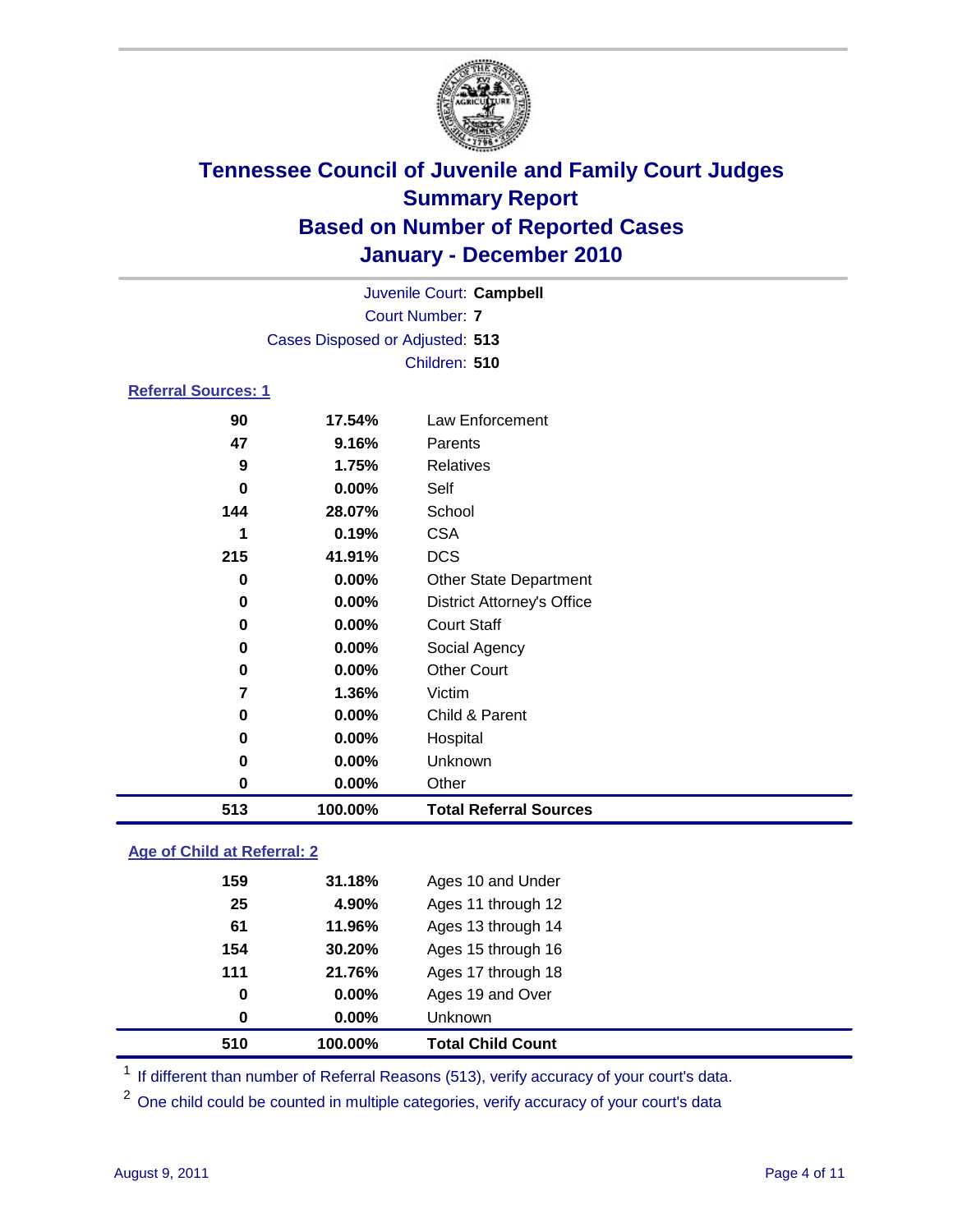# Tennessee Council of Juvenile and Family Court Judges
## Summary Report
## Based on Number of Reported Cases
## January - December 2010

Juvenile Court: **Campbell**
Court Number: **7**
Cases Disposed or Adjusted: **513**
Children: **510**

### Referral Sources: 1

| | | |
|---|---|---|
| 90 | 17.54% | Law Enforcement |
| 47 | 9.16% | Parents |
| 9 | 1.75% | Relatives |
| 0 | 0.00% | Self |
| 144 | 28.07% | School |
| 1 | 0.19% | CSA |
| 215 | 41.91% | DCS |
| 0 | 0.00% | Other State Department |
| 0 | 0.00% | District Attorney's Office |
| 0 | 0.00% | Court Staff |
| 0 | 0.00% | Social Agency |
| 0 | 0.00% | Other Court |
| 7 | 1.36% | Victim |
| 0 | 0.00% | Child & Parent |
| 0 | 0.00% | Hospital |
| 0 | 0.00% | Unknown |
| 0 | 0.00% | Other |
| **513** | **100.00%** | **Total Referral Sources** |

### Age of Child at Referral: 2

| | | |
|---|---|---|
| 159 | 31.18% | Ages 10 and Under |
| 25 | 4.90% | Ages 11 through 12 |
| 61 | 11.96% | Ages 13 through 14 |
| 154 | 30.20% | Ages 15 through 16 |
| 111 | 21.76% | Ages 17 through 18 |
| 0 | 0.00% | Ages 19 and Over |
| 0 | 0.00% | Unknown |
| **510** | **100.00%** | **Total Child Count** |

[1] If different than number of Referral Reasons (513), verify accuracy of your court's data.

[2] One child could be counted in multiple categories, verify accuracy of your court's data

August 9, 2011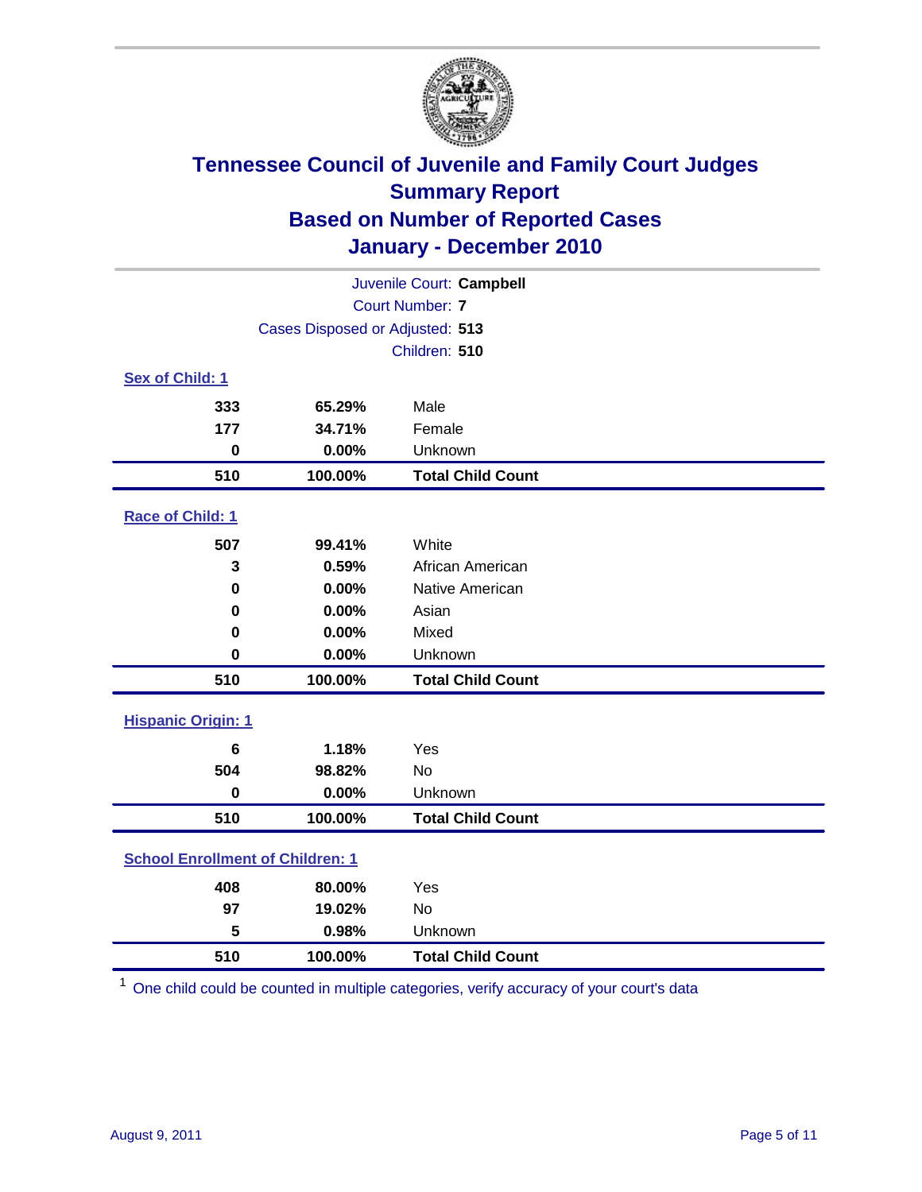# Tennessee Council of Juvenile and Family Court Judges
## Summary Report
## Based on Number of Reported Cases
## January - December 2010

Juvenile Court: **Campbell**

Court Number: **7**

Cases Disposed or Adjusted: **513**

Children: **510**

### Sex of Child: 1

| | | |
|---|---|---|
| 333 | 65.29% | Male |
| 177 | 34.71% | Female |
| 0 | 0.00% | Unknown |
| **510** | **100.00%** | **Total Child Count** |

### Race of Child: 1

| | | |
|---|---|---|
| 507 | 99.41% | White |
| 3 | 0.59% | African American |
| 0 | 0.00% | Native American |
| 0 | 0.00% | Asian |
| 0 | 0.00% | Mixed |
| 0 | 0.00% | Unknown |
| **510** | **100.00%** | **Total Child Count** |

### Hispanic Origin: 1

| | | |
|---|---|---|
| 6 | 1.18% | Yes |
| 504 | 98.82% | No |
| 0 | 0.00% | Unknown |
| **510** | **100.00%** | **Total Child Count** |

### School Enrollment of Children: 1

| | | |
|---|---|---|
| 408 | 80.00% | Yes |
| 97 | 19.02% | No |
| 5 | 0.98% | Unknown |
| **510** | **100.00%** | **Total Child Count** |

[1] One child could be counted in multiple categories, verify accuracy of your court's data

August 9, 2011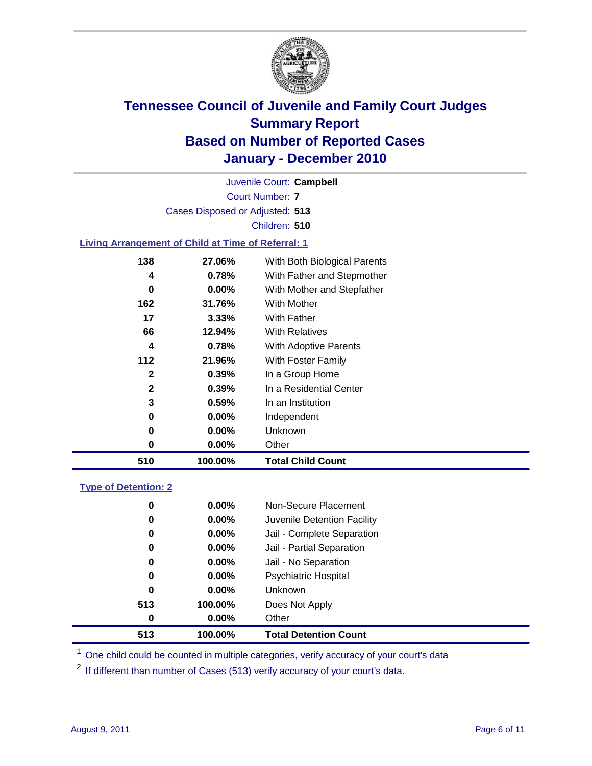# Tennessee Council of Juvenile and Family Court Judges
## Summary Report
## Based on Number of Reported Cases
## January - December 2010

Juvenile Court: **Campbell**

Court Number: **7**

Cases Disposed or Adjusted: **513**

Children: **510**

### Living Arrangement of Child at Time of Referral: 1

| | | |
|---|---|---|
| 138 | 27.06% | With Both Biological Parents |
| 4 | 0.78% | With Father and Stepmother |
| 0 | 0.00% | With Mother and Stepfather |
| 162 | 31.76% | With Mother |
| 17 | 3.33% | With Father |
| 66 | 12.94% | With Relatives |
| 4 | 0.78% | With Adoptive Parents |
| 112 | 21.96% | With Foster Family |
| 2 | 0.39% | In a Group Home |
| 2 | 0.39% | In a Residential Center |
| 3 | 0.59% | In an Institution |
| 0 | 0.00% | Independent |
| 0 | 0.00% | Unknown |
| 0 | 0.00% | Other |
| **510** | **100.00%** | **Total Child Count** |

### Type of Detention: 2

| | | |
|---|---|---|
| 0 | 0.00% | Non-Secure Placement |
| 0 | 0.00% | Juvenile Detention Facility |
| 0 | 0.00% | Jail - Complete Separation |
| 0 | 0.00% | Jail - Partial Separation |
| 0 | 0.00% | Jail - No Separation |
| 0 | 0.00% | Psychiatric Hospital |
| 0 | 0.00% | Unknown |
| 513 | 100.00% | Does Not Apply |
| 0 | 0.00% | Other |
| **513** | **100.00%** | **Total Detention Count** |

[1] One child could be counted in multiple categories, verify accuracy of your court's data

[2] If different than number of Cases (513) verify accuracy of your court's data.

August 9, 2011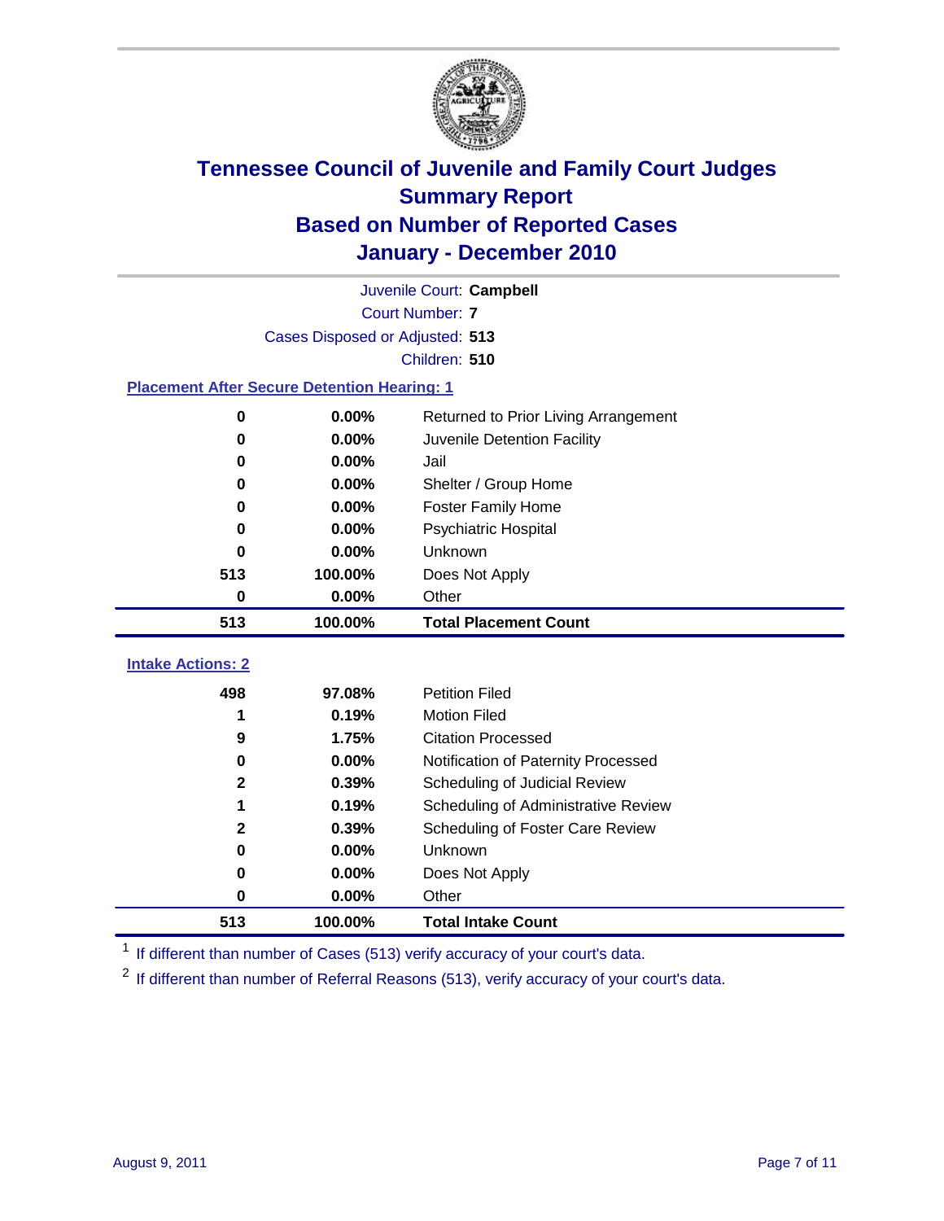# Tennessee Council of Juvenile and Family Court Judges
## Summary Report
## Based on Number of Reported Cases
## January - December 2010

Juvenile Court: **Campbell**

Court Number: **7**

Cases Disposed or Adjusted: **513**

Children: **510**

### Placement After Secure Detention Hearing: 1

| | | |
|---|---|---|
| 0 | 0.00% | Returned to Prior Living Arrangement |
| 0 | 0.00% | Juvenile Detention Facility |
| 0 | 0.00% | Jail |
| 0 | 0.00% | Shelter / Group Home |
| 0 | 0.00% | Foster Family Home |
| 0 | 0.00% | Psychiatric Hospital |
| 0 | 0.00% | Unknown |
| 513 | 100.00% | Does Not Apply |
| 0 | 0.00% | Other |
| **513** | **100.00%** | **Total Placement Count** |

### Intake Actions: 2

| | | |
|---|---|---|
| 498 | 97.08% | Petition Filed |
| 1 | 0.19% | Motion Filed |
| 9 | 1.75% | Citation Processed |
| 0 | 0.00% | Notification of Paternity Processed |
| 2 | 0.39% | Scheduling of Judicial Review |
| 1 | 0.19% | Scheduling of Administrative Review |
| 2 | 0.39% | Scheduling of Foster Care Review |
| 0 | 0.00% | Unknown |
| 0 | 0.00% | Does Not Apply |
| 0 | 0.00% | Other |
| **513** | **100.00%** | **Total Intake Count** |

[1] If different than number of Cases (513) verify accuracy of your court's data.

[2] If different than number of Referral Reasons (513), verify accuracy of your court's data.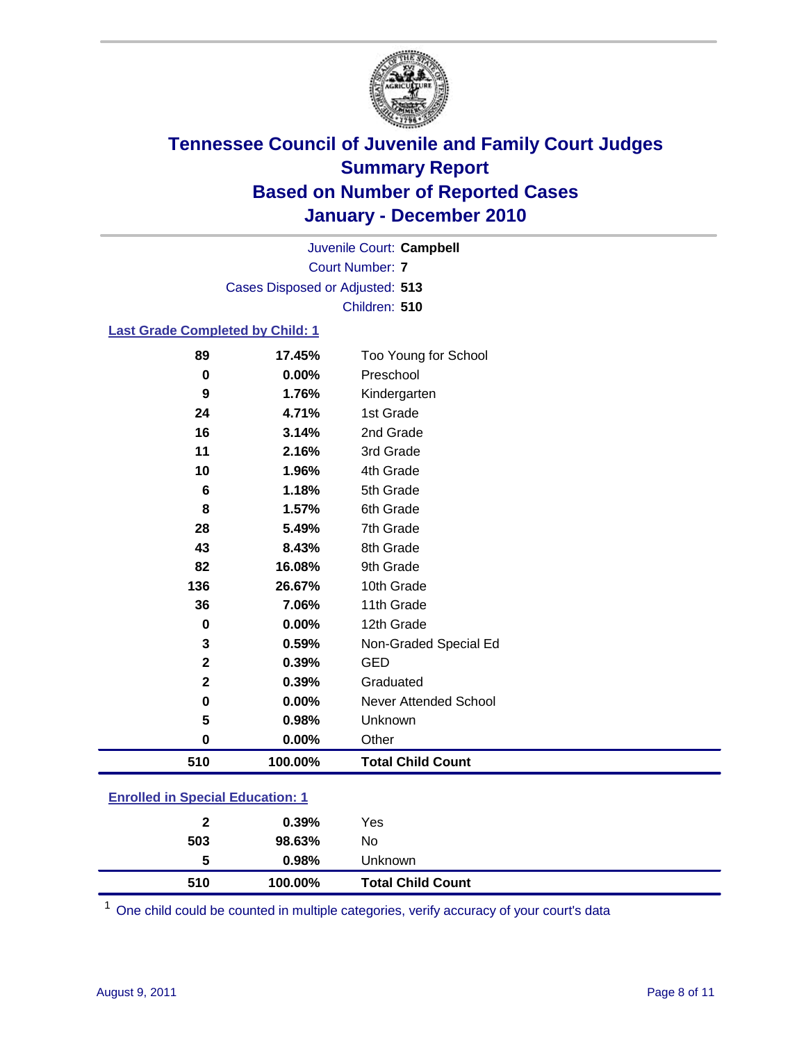# Tennessee Council of Juvenile and Family Court Judges
## Summary Report
## Based on Number of Reported Cases
## January - December 2010

Juvenile Court: **Campbell**

Court Number: **7**

Cases Disposed or Adjusted: **513**

Children: **510**

### Last Grade Completed by Child: 1

| | | |
|---|---|---|
| 89 | 17.45% | Too Young for School |
| 0 | 0.00% | Preschool |
| 9 | 1.76% | Kindergarten |
| 24 | 4.71% | 1st Grade |
| 16 | 3.14% | 2nd Grade |
| 11 | 2.16% | 3rd Grade |
| 10 | 1.96% | 4th Grade |
| 6 | 1.18% | 5th Grade |
| 8 | 1.57% | 6th Grade |
| 28 | 5.49% | 7th Grade |
| 43 | 8.43% | 8th Grade |
| 82 | 16.08% | 9th Grade |
| 136 | 26.67% | 10th Grade |
| 36 | 7.06% | 11th Grade |
| 0 | 0.00% | 12th Grade |
| 3 | 0.59% | Non-Graded Special Ed |
| 2 | 0.39% | GED |
| 2 | 0.39% | Graduated |
| 0 | 0.00% | Never Attended School |
| 5 | 0.98% | Unknown |
| 0 | 0.00% | Other |
| **510** | **100.00%** | **Total Child Count** |

### Enrolled in Special Education: 1

| | | |
|---|---|---|
| 2 | 0.39% | Yes |
| 503 | 98.63% | No |
| 5 | 0.98% | Unknown |
| **510** | **100.00%** | **Total Child Count** |

[1] One child could be counted in multiple categories, verify accuracy of your court's data

August 9, 2011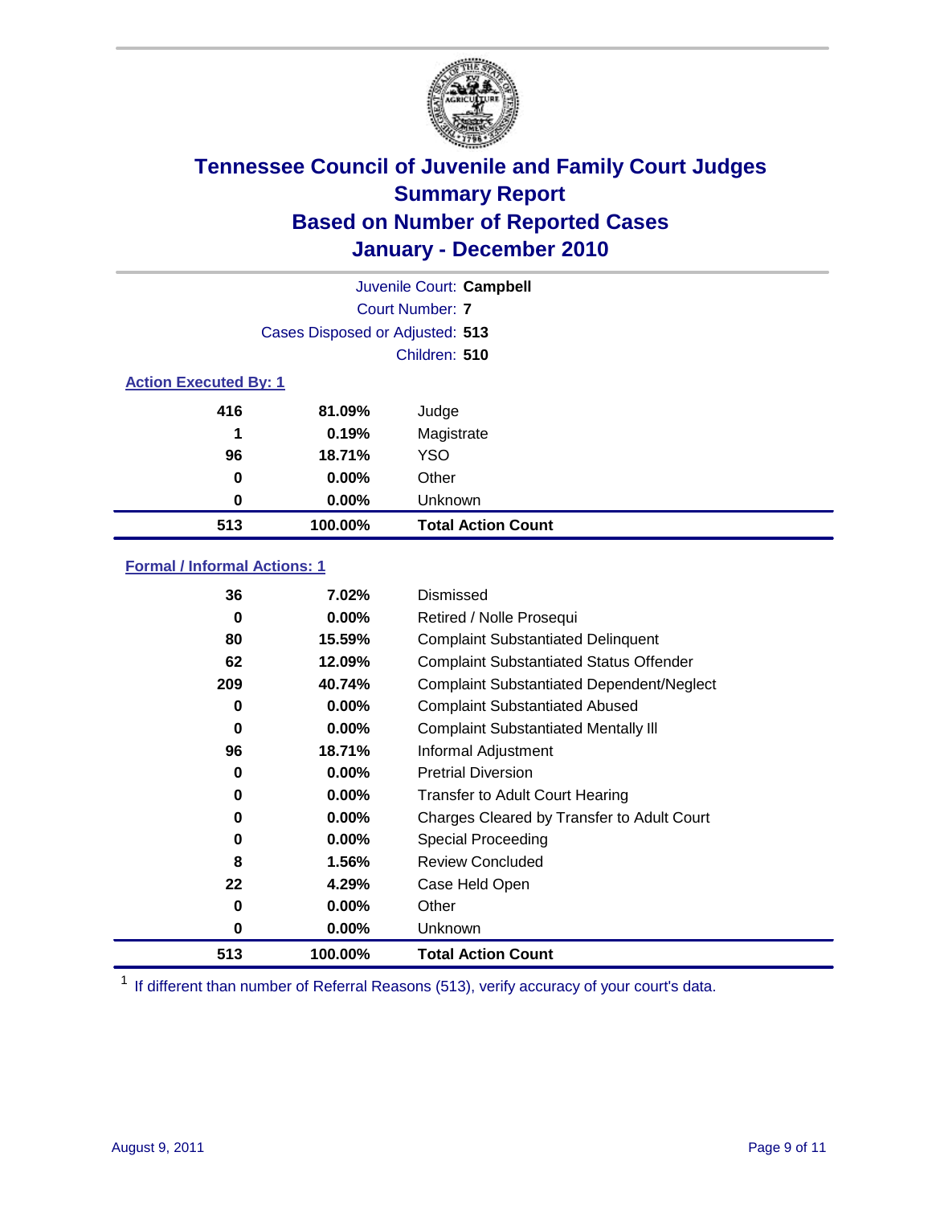# Tennessee Council of Juvenile and Family Court Judges
## Summary Report
## Based on Number of Reported Cases
## January - December 2010

Juvenile Court: **Campbell**

Court Number: **7**

Cases Disposed or Adjusted: **513**

Children: **510**

### Action Executed By: 1

| | | |
|---|---|---|
| 416 | 81.09% | Judge |
| 1 | 0.19% | Magistrate |
| 96 | 18.71% | YSO |
| 0 | 0.00% | Other |
| 0 | 0.00% | Unknown |
| **513** | **100.00%** | **Total Action Count** |

### Formal / Informal Actions: 1

| | | |
|---|---|---|
| 36 | 7.02% | Dismissed |
| 0 | 0.00% | Retired / Nolle Prosequi |
| 80 | 15.59% | Complaint Substantiated Delinquent |
| 62 | 12.09% | Complaint Substantiated Status Offender |
| 209 | 40.74% | Complaint Substantiated Dependent/Neglect |
| 0 | 0.00% | Complaint Substantiated Abused |
| 0 | 0.00% | Complaint Substantiated Mentally Ill |
| 96 | 18.71% | Informal Adjustment |
| 0 | 0.00% | Pretrial Diversion |
| 0 | 0.00% | Transfer to Adult Court Hearing |
| 0 | 0.00% | Charges Cleared by Transfer to Adult Court |
| 0 | 0.00% | Special Proceeding |
| 8 | 1.56% | Review Concluded |
| 22 | 4.29% | Case Held Open |
| 0 | 0.00% | Other |
| 0 | 0.00% | Unknown |
| **513** | **100.00%** | **Total Action Count** |

[1] If different than number of Referral Reasons (513), verify accuracy of your court's data.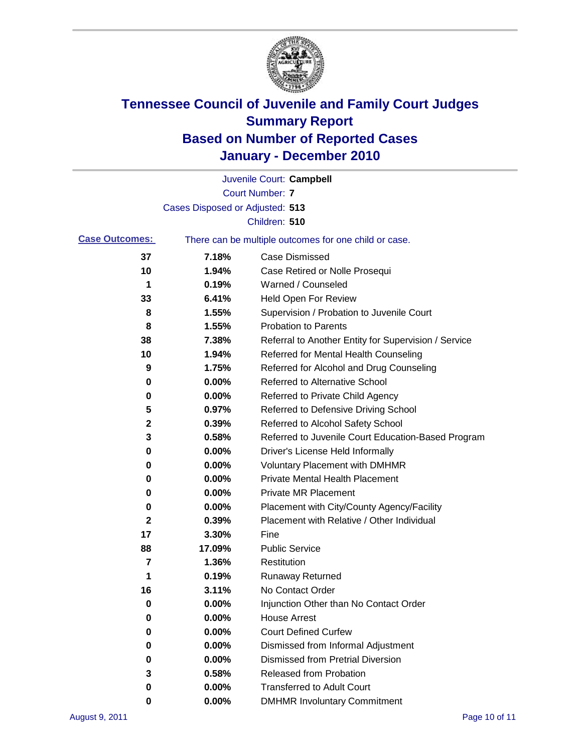# Tennessee Council of Juvenile and Family Court Judges
# Summary Report
# Based on Number of Reported Cases
# January - December 2010

Juvenile Court: **Campbell**

Court Number: **7**

Cases Disposed or Adjusted: **513**

Children: **510**

**Case Outcomes:** There can be multiple outcomes for one child or case.

| | | |
|---|---|---|
| 37 | 7.18% | Case Dismissed |
| 10 | 1.94% | Case Retired or Nolle Prosequi |
| 1 | 0.19% | Warned / Counseled |
| 33 | 6.41% | Held Open For Review |
| 8 | 1.55% | Supervision / Probation to Juvenile Court |
| 8 | 1.55% | Probation to Parents |
| 38 | 7.38% | Referral to Another Entity for Supervision / Service |
| 10 | 1.94% | Referred for Mental Health Counseling |
| 9 | 1.75% | Referred for Alcohol and Drug Counseling |
| 0 | 0.00% | Referred to Alternative School |
| 0 | 0.00% | Referred to Private Child Agency |
| 5 | 0.97% | Referred to Defensive Driving School |
| 2 | 0.39% | Referred to Alcohol Safety School |
| 3 | 0.58% | Referred to Juvenile Court Education-Based Program |
| 0 | 0.00% | Driver's License Held Informally |
| 0 | 0.00% | Voluntary Placement with DMHMR |
| 0 | 0.00% | Private Mental Health Placement |
| 0 | 0.00% | Private MR Placement |
| 0 | 0.00% | Placement with City/County Agency/Facility |
| 2 | 0.39% | Placement with Relative / Other Individual |
| 17 | 3.30% | Fine |
| 88 | 17.09% | Public Service |
| 7 | 1.36% | Restitution |
| 1 | 0.19% | Runaway Returned |
| 16 | 3.11% | No Contact Order |
| 0 | 0.00% | Injunction Other than No Contact Order |
| 0 | 0.00% | House Arrest |
| 0 | 0.00% | Court Defined Curfew |
| 0 | 0.00% | Dismissed from Informal Adjustment |
| 0 | 0.00% | Dismissed from Pretrial Diversion |
| 3 | 0.58% | Released from Probation |
| 0 | 0.00% | Transferred to Adult Court |
| 0 | 0.00% | DMHMR Involuntary Commitment |

August 9, 2011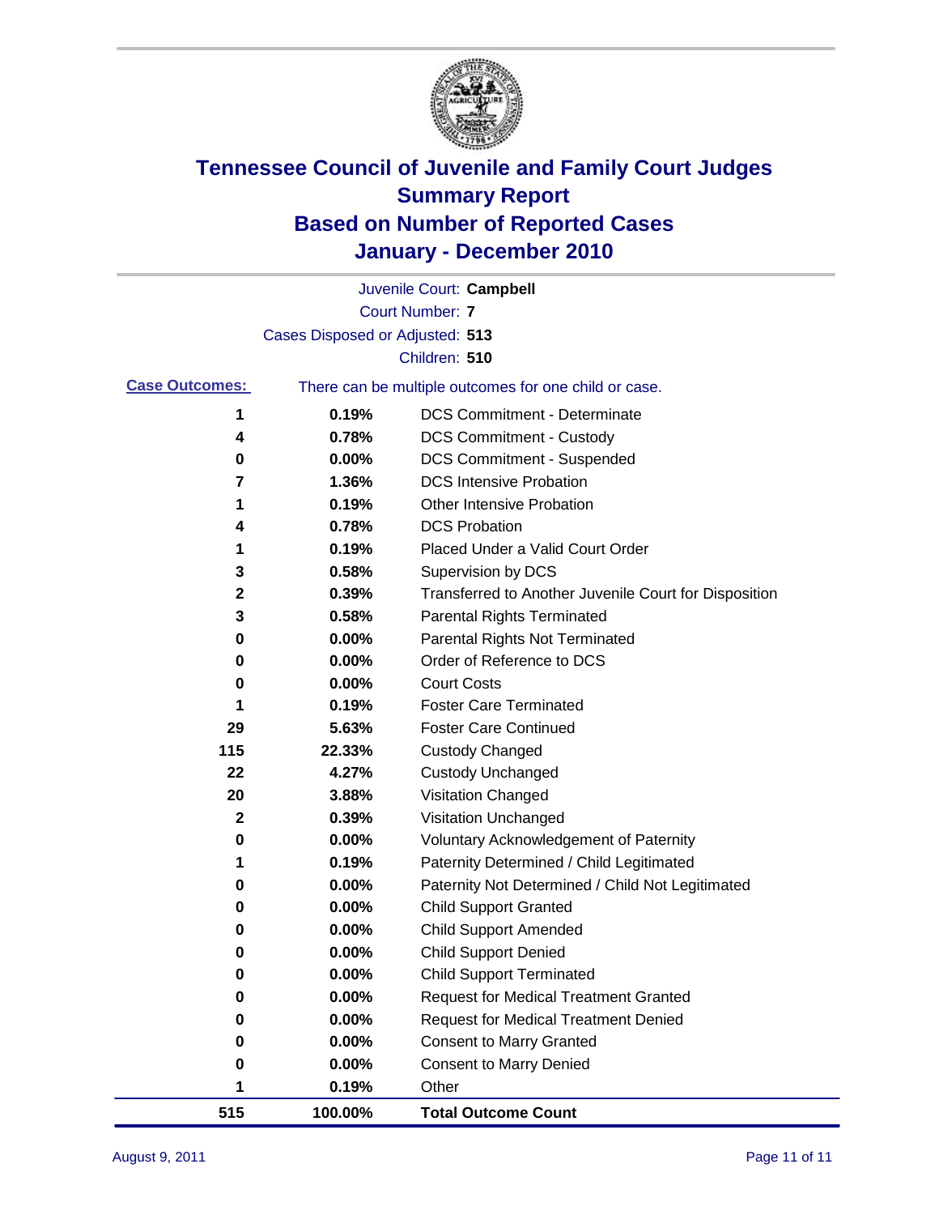# Tennessee Council of Juvenile and Family Court Judges
## Summary Report
## Based on Number of Reported Cases
## January - December 2010

Juvenile Court: **Campbell**

Court Number: **7**

Cases Disposed or Adjusted: **513**

Children: **510**

**Case Outcomes:** There can be multiple outcomes for one child or case.

| | | |
|---|---|---|
| 1 | 0.19% | DCS Commitment - Determinate |
| 4 | 0.78% | DCS Commitment - Custody |
| 0 | 0.00% | DCS Commitment - Suspended |
| 7 | 1.36% | DCS Intensive Probation |
| 1 | 0.19% | Other Intensive Probation |
| 4 | 0.78% | DCS Probation |
| 1 | 0.19% | Placed Under a Valid Court Order |
| 3 | 0.58% | Supervision by DCS |
| 2 | 0.39% | Transferred to Another Juvenile Court for Disposition |
| 3 | 0.58% | Parental Rights Terminated |
| 0 | 0.00% | Parental Rights Not Terminated |
| 0 | 0.00% | Order of Reference to DCS |
| 0 | 0.00% | Court Costs |
| 1 | 0.19% | Foster Care Terminated |
| 29 | 5.63% | Foster Care Continued |
| 115 | 22.33% | Custody Changed |
| 22 | 4.27% | Custody Unchanged |
| 20 | 3.88% | Visitation Changed |
| 2 | 0.39% | Visitation Unchanged |
| 0 | 0.00% | Voluntary Acknowledgement of Paternity |
| 1 | 0.19% | Paternity Determined / Child Legitimated |
| 0 | 0.00% | Paternity Not Determined / Child Not Legitimated |
| 0 | 0.00% | Child Support Granted |
| 0 | 0.00% | Child Support Amended |
| 0 | 0.00% | Child Support Denied |
| 0 | 0.00% | Child Support Terminated |
| 0 | 0.00% | Request for Medical Treatment Granted |
| 0 | 0.00% | Request for Medical Treatment Denied |
| 0 | 0.00% | Consent to Marry Granted |
| 0 | 0.00% | Consent to Marry Denied |
| 1 | 0.19% | Other |
| **515** | **100.00%** | **Total Outcome Count** |

August 9, 2011